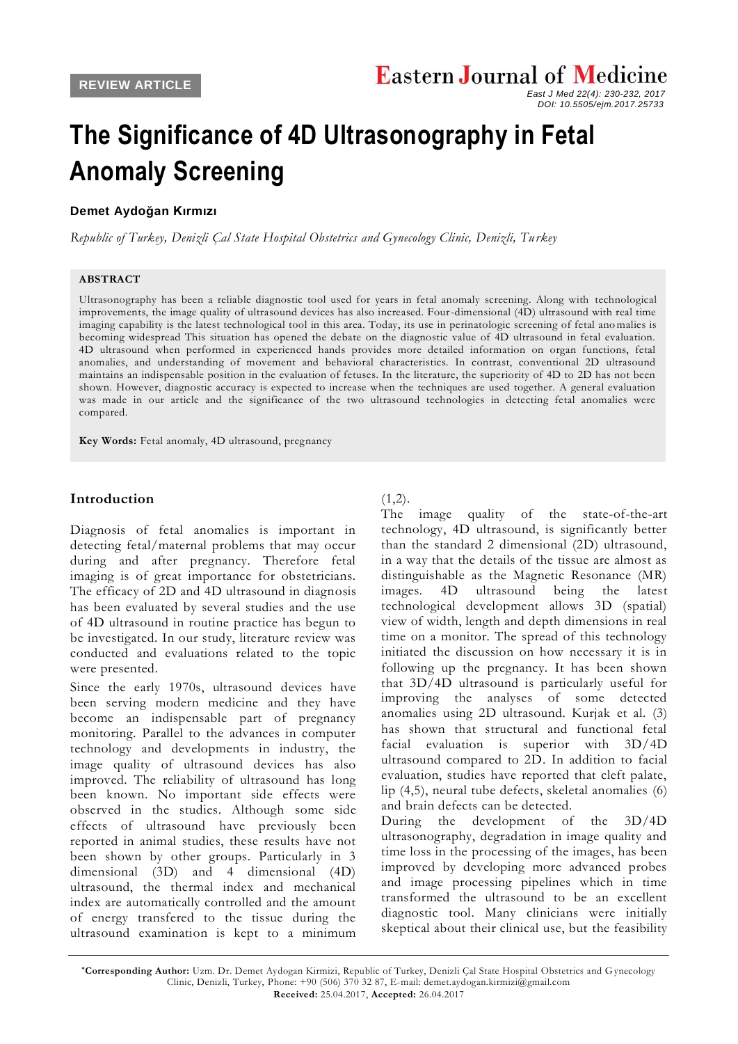REVIEW ARTICLE

# The Significance of 4D Ultrasonography in Fetal Anomaly Screening

**Demet Aydoğan Kırmızı**

*Republic of Turkey, Denizli Çal State Hospital Obstetrics and Gynecology Clinic, Denizli, Turkey*

**ABSTRACT**

Ultrasonography has been a reliable diagnostic tool used for years in fetal anomaly screening. Along with technological improvements, the image quality of ultrasound devices has also increased. Four-dimensional (4D) ultrasound with real time imaging capability is the latest technological tool in this area. Today, its use in perinatologic screening of fetal anomalies is becoming widespread This situation has opened the debate on the diagnostic value of 4D ultrasound in fetal evaluation. 4D ultrasound when performed in experienced hands provides more detailed information on organ functions, fetal anomalies, and understanding of movement and behavioral characteristics. In contrast, conventional 2D ultrasound maintains an indispensable position in the evaluation of fetuses. In the literature, the superiority of 4D to 2D has not been shown. However, diagnostic accuracy is expected to increase when the techniques are used together. A general evaluation was made in our article and the significance of the two ultrasound technologies in detecting fetal anomalies were compared.

**Key Words:** Fetal anomaly, 4D ultrasound, pregnancy

## Introduction

Diagnosis of fetal anomalies is important in detecting fetal/maternal problems that may occur during and after pregnancy. Therefore fetal imaging is of great importance for obstetricians. The efficacy of 2D and 4D ultrasound in diagnosis has been evaluated by several studies and the use of 4D ultrasound in routine practice has begun to be investigated. In our study, literature review was conducted and evaluations related to the topic were presented.

Since the early 1970s, ultrasound devices have been serving modern medicine and they have become an indispensable part of pregnancy monitoring. Parallel to the advances in computer technology and developments in industry, the image quality of ultrasound devices has also improved. The reliability of ultrasound has long been known. No important side effects were observed in the studies. Although some side effects of ultrasound have previously been reported in animal studies, these results have not been shown by other groups. Particularly in 3 dimensional (3D) and 4 dimensional (4D) ultrasound, the thermal index and mechanical index are automatically controlled and the amount of energy transfered to the tissue during the ultrasound examination is kept to a minimum (1,2).

The image quality of the state-of-the-art technology, 4D ultrasound, is significantly better than the standard 2 dimensional (2D) ultrasound, in a way that the details of the tissue are almost as distinguishable as the Magnetic Resonance (MR) images. 4D ultrasound being the latest technological development allows 3D (spatial) view of width, length and depth dimensions in real time on a monitor. The spread of this technology initiated the discussion on how necessary it is in following up the pregnancy. It has been shown that 3D/4D ultrasound is particularly useful for improving the analyses of some detected anomalies using 2D ultrasound. Kurjak et al. (3) has shown that structural and functional fetal facial evaluation is superior with 3D/4D ultrasound compared to 2D. In addition to facial evaluation, studies have reported that cleft palate, lip (4,5), neural tube defects, skeletal anomalies (6) and brain defects can be detected.

During the development of the 3D/4D ultrasonography, degradation in image quality and time loss in the processing of the images, has been improved by developing more advanced probes and image processing pipelines which in time transformed the ultrasound to be an excellent diagnostic tool. Many clinicians were initially skeptical about their clinical use, but the feasibility

*Corresponding Author: Uzm. Dr. Demet Aydogan Kirmizi, Republic of Turkey, Denizli Çal State Hospital Obstetrics and Gynecology Clinic, Denizli, Turkey, Phone: +90 (506) 370 32 87, E-mail: demet.aydogan.kirmizi@gmail.com
**Received:** 25.04.2017, **Accepted:** 26.04.2017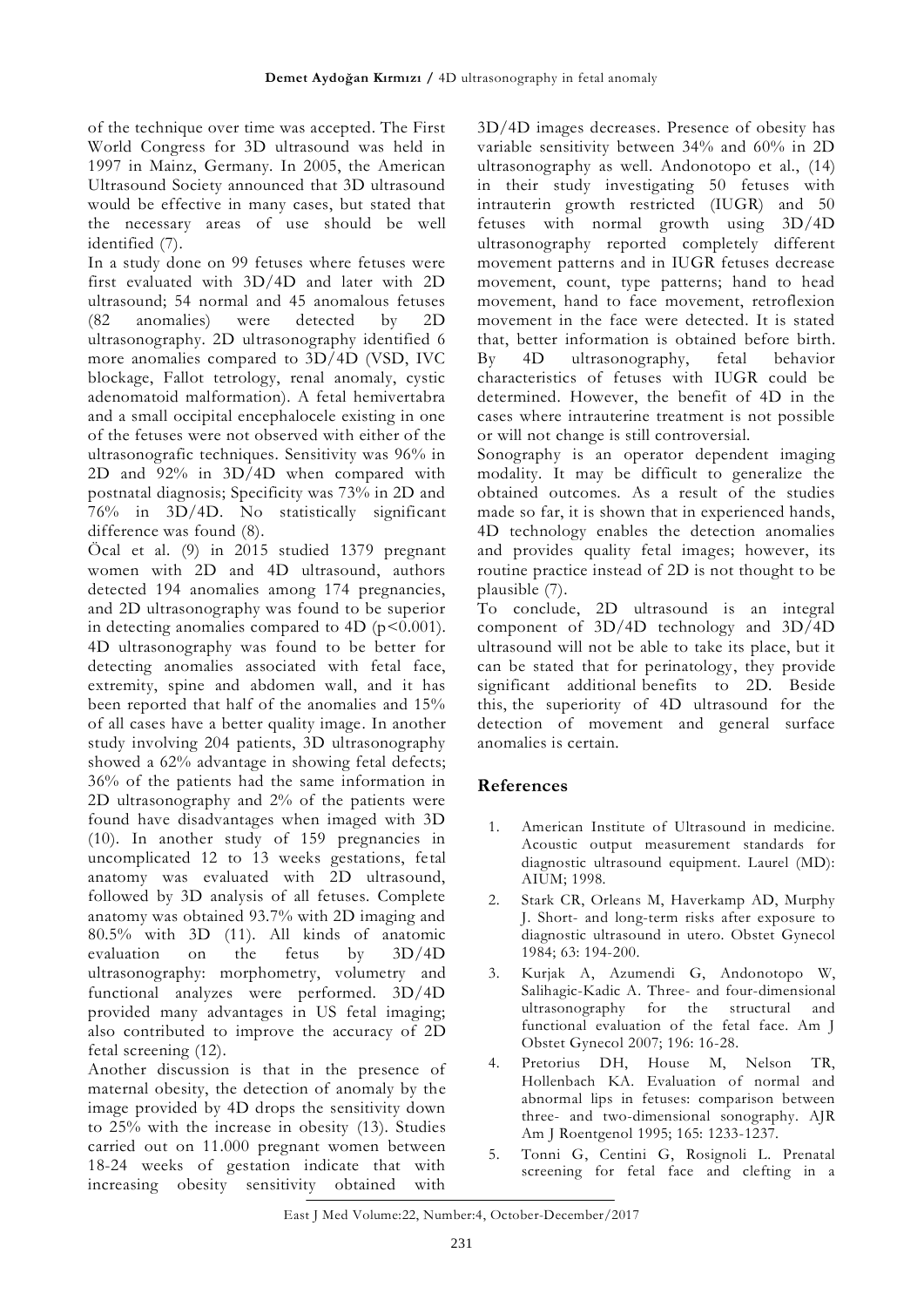of the technique over time was accepted. The First World Congress for 3D ultrasound was held in 1997 in Mainz, Germany. In 2005, the American Ultrasound Society announced that 3D ultrasound would be effective in many cases, but stated that the necessary areas of use should be well identified (7).

In a study done on 99 fetuses where fetuses were first evaluated with 3D/4D and later with 2D ultrasound; 54 normal and 45 anomalous fetuses (82 anomalies) were detected by 2D ultrasonography. 2D ultrasonography identified 6 more anomalies compared to 3D/4D (VSD, IVC blockage, Fallot tetrology, renal anomaly, cystic adenomatoid malformation). A fetal hemivertabra and a small occipital encephalocele existing in one of the fetuses were not observed with either of the ultrasonografic techniques. Sensitivity was 96% in 2D and 92% in 3D/4D when compared with postnatal diagnosis; Specificity was 73% in 2D and 76% in 3D/4D. No statistically significant difference was found (8).

Öcal et al. (9) in 2015 studied 1379 pregnant women with 2D and 4D ultrasound, authors detected 194 anomalies among 174 pregnancies, and 2D ultrasonography was found to be superior in detecting anomalies compared to 4D ($p<0.001$). 4D ultrasonography was found to be better for detecting anomalies associated with fetal face, extremity, spine and abdomen wall, and it has been reported that half of the anomalies and 15% of all cases have a better quality image. In another study involving 204 patients, 3D ultrasonography showed a 62% advantage in showing fetal defects; 36% of the patients had the same information in 2D ultrasonography and 2% of the patients were found have disadvantages when imaged with 3D (10). In another study of 159 pregnancies in uncomplicated 12 to 13 weeks gestations, fetal anatomy was evaluated with 2D ultrasound, followed by 3D analysis of all fetuses. Complete anatomy was obtained 93.7% with 2D imaging and 80.5% with 3D (11). All kinds of anatomic evaluation on the fetus by 3D/4D ultrasonography: morphometry, volumetry and functional analyzes were performed. 3D/4D provided many advantages in US fetal imaging; also contributed to improve the accuracy of 2D fetal screening (12).

Another discussion is that in the presence of maternal obesity, the detection of anomaly by the image provided by 4D drops the sensitivity down to 25% with the increase in obesity (13). Studies carried out on 11.000 pregnant women between 18-24 weeks of gestation indicate that with increasing obesity sensitivity obtained with 3D/4D images decreases. Presence of obesity has variable sensitivity between 34% and 60% in 2D ultrasonography as well. Andonotopo et al., (14) in their study investigating 50 fetuses with intrauterin growth restricted (IUGR) and 50 fetuses with normal growth using 3D/4D ultrasonography reported completely different movement patterns and in IUGR fetuses decrease movement, count, type patterns; hand to head movement, hand to face movement, retroflexion movement in the face were detected. It is stated that, better information is obtained before birth. By 4D ultrasonography, fetal behavior characteristics of fetuses with IUGR could be determined. However, the benefit of 4D in the cases where intrauterine treatment is not possible or will not change is still controversial.

Sonography is an operator dependent imaging modality. It may be difficult to generalize the obtained outcomes. As a result of the studies made so far, it is shown that in experienced hands, 4D technology enables the detection anomalies and provides quality fetal images; however, its routine practice instead of 2D is not thought to be plausible (7).

To conclude, 2D ultrasound is an integral component of 3D/4D technology and 3D/4D ultrasound will not be able to take its place, but it can be stated that for perinatology, they provide significant additional benefits to 2D. Beside this, the superiority of 4D ultrasound for the detection of movement and general surface anomalies is certain.

## References

1. American Institute of Ultrasound in medicine. Acoustic output measurement standards for diagnostic ultrasound equipment. Laurel (MD): AIUM; 1998.
2. Stark CR, Orleans M, Haverkamp AD, Murphy J. Short- and long-term risks after exposure to diagnostic ultrasound in utero. Obstet Gynecol 1984; 63: 194-200.
3. Kurjak A, Azumendi G, Andonotopo W, Salihagic-Kadic A. Three- and four-dimensional ultrasonography for the structural and functional evaluation of the fetal face. Am J Obstet Gynecol 2007; 196: 16-28.
4. Pretorius DH, House M, Nelson TR, Hollenbach KA. Evaluation of normal and abnormal lips in fetuses: comparison between three- and two-dimensional sonography. AJR Am J Roentgenol 1995; 165: 1233-1237.
5. Tonni G, Centini G, Rosignoli L. Prenatal screening for fetal face and clefting in a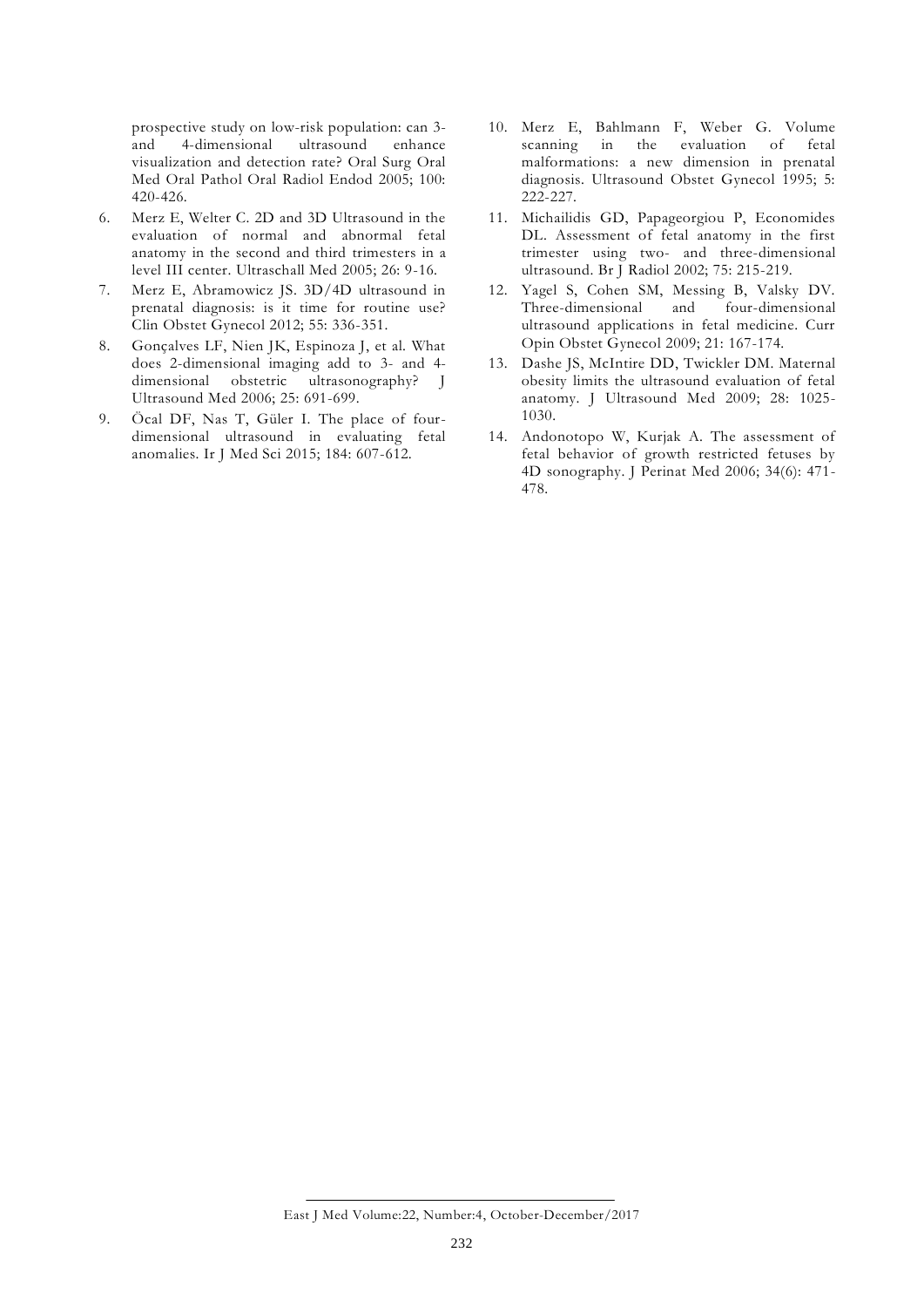prospective study on low-risk population: can 3- and 4-dimensional ultrasound enhance visualization and detection rate? Oral Surg Oral Med Oral Pathol Oral Radiol Endod 2005; 100: 420-426.

6. Merz E, Welter C. 2D and 3D Ultrasound in the evaluation of normal and abnormal fetal anatomy in the second and third trimesters in a level III center. Ultraschall Med 2005; 26: 9-16.
7. Merz E, Abramowicz JS. 3D/4D ultrasound in prenatal diagnosis: is it time for routine use? Clin Obstet Gynecol 2012; 55: 336-351.
8. Gonçalves LF, Nien JK, Espinoza J, et al. What does 2-dimensional imaging add to 3- and 4-dimensional obstetric ultrasonography? J Ultrasound Med 2006; 25: 691-699.
9. Öcal DF, Nas T, Güler I. The place of four-dimensional ultrasound in evaluating fetal anomalies. Ir J Med Sci 2015; 184: 607-612.
10. Merz E, Bahlmann F, Weber G. Volume scanning in the evaluation of fetal malformations: a new dimension in prenatal diagnosis. Ultrasound Obstet Gynecol 1995; 5: 222-227.
11. Michailidis GD, Papageorgiou P, Economides DL. Assessment of fetal anatomy in the first trimester using two- and three-dimensional ultrasound. Br J Radiol 2002; 75: 215-219.
12. Yagel S, Cohen SM, Messing B, Valsky DV. Three-dimensional and four-dimensional ultrasound applications in fetal medicine. Curr Opin Obstet Gynecol 2009; 21: 167-174.
13. Dashe JS, McIntire DD, Twickler DM. Maternal obesity limits the ultrasound evaluation of fetal anatomy. J Ultrasound Med 2009; 28: 1025-1030.
14. Andonotopo W, Kurjak A. The assessment of fetal behavior of growth restricted fetuses by 4D sonography. J Perinat Med 2006; 34(6): 471-478.